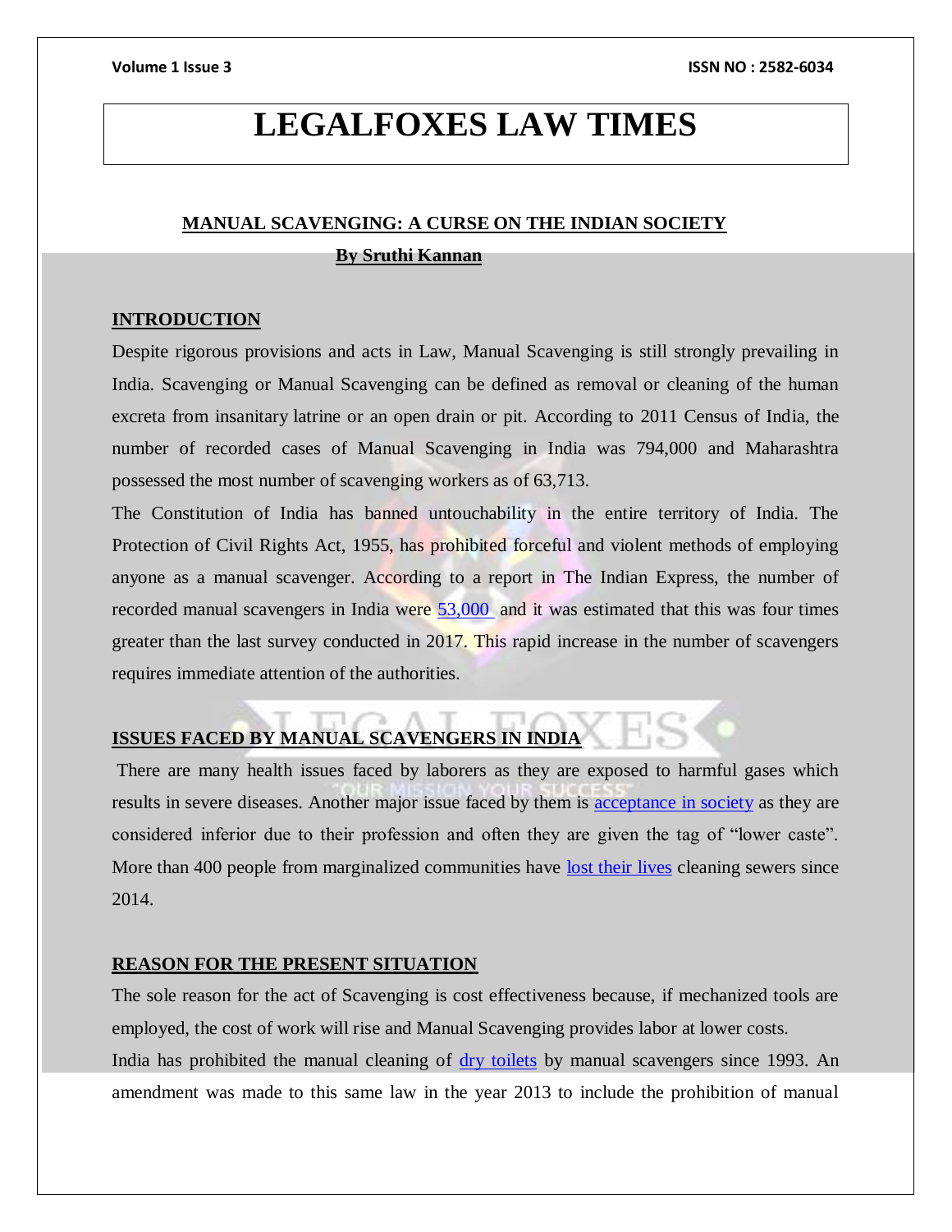# LEGALFOXES LAW TIMES

## MANUAL SCAVENGING: A CURSE ON THE INDIAN SOCIETY

**By Sruthi Kannan**

### INTRODUCTION

Despite rigorous provisions and acts in Law, Manual Scavenging is still strongly prevailing in India. Scavenging or Manual Scavenging can be defined as removal or cleaning of the human excreta from insanitary latrine or an open drain or pit. According to 2011 Census of India, the number of recorded cases of Manual Scavenging in India was 794,000 and Maharashtra possessed the most number of scavenging workers as of 63,713.

The Constitution of India has banned untouchability in the entire territory of India. The Protection of Civil Rights Act, 1955, has prohibited forceful and violent methods of employing anyone as a manual scavenger. According to a report in The Indian Express, the number of recorded manual scavengers in India were 53,000 and it was estimated that this was four times greater than the last survey conducted in 2017. This rapid increase in the number of scavengers requires immediate attention of the authorities.

### ISSUES FACED BY MANUAL SCAVENGERS IN INDIA

There are many health issues faced by laborers as they are exposed to harmful gases which results in severe diseases. Another major issue faced by them is acceptance in society as they are considered inferior due to their profession and often they are given the tag of "lower caste". More than 400 people from marginalized communities have lost their lives cleaning sewers since 2014.

### REASON FOR THE PRESENT SITUATION

The sole reason for the act of Scavenging is cost effectiveness because, if mechanized tools are employed, the cost of work will rise and Manual Scavenging provides labor at lower costs.

India has prohibited the manual cleaning of dry toilets by manual scavengers since 1993. An amendment was made to this same law in the year 2013 to include the prohibition of manual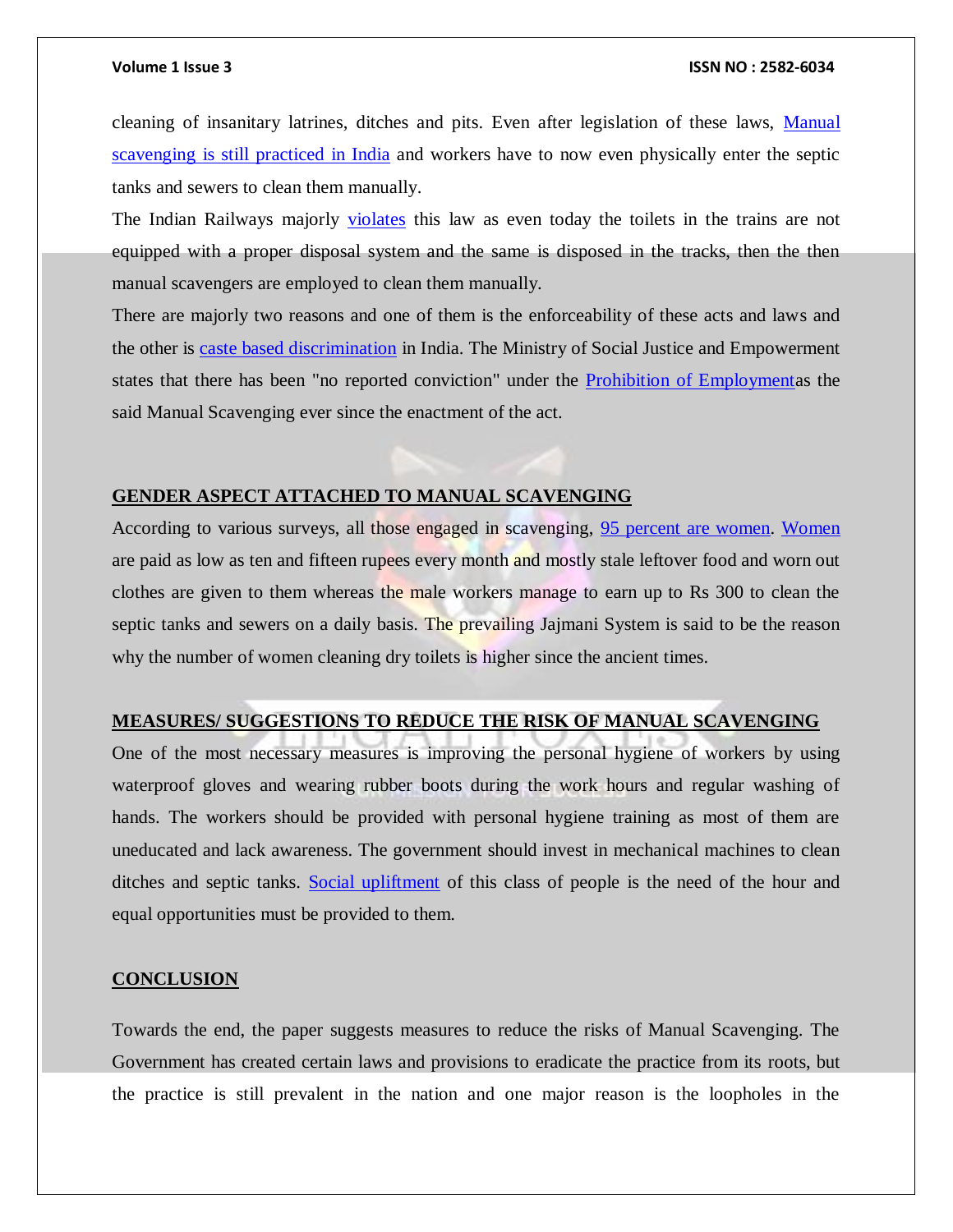cleaning of insanitary latrines, ditches and pits. Even after legislation of these laws, Manual scavenging is still practiced in India and workers have to now even physically enter the septic tanks and sewers to clean them manually.

The Indian Railways majorly violates this law as even today the toilets in the trains are not equipped with a proper disposal system and the same is disposed in the tracks, then the then manual scavengers are employed to clean them manually.

There are majorly two reasons and one of them is the enforceability of these acts and laws and the other is caste based discrimination in India. The Ministry of Social Justice and Empowerment states that there has been "no reported conviction" under the Prohibition of Employmentas the said Manual Scavenging ever since the enactment of the act.

## GENDER ASPECT ATTACHED TO MANUAL SCAVENGING

According to various surveys, all those engaged in scavenging, 95 percent are women. Women are paid as low as ten and fifteen rupees every month and mostly stale leftover food and worn out clothes are given to them whereas the male workers manage to earn up to Rs 300 to clean the septic tanks and sewers on a daily basis. The prevailing Jajmani System is said to be the reason why the number of women cleaning dry toilets is higher since the ancient times.

## MEASURES/ SUGGESTIONS TO REDUCE THE RISK OF MANUAL SCAVENGING

One of the most necessary measures is improving the personal hygiene of workers by using waterproof gloves and wearing rubber boots during the work hours and regular washing of hands. The workers should be provided with personal hygiene training as most of them are uneducated and lack awareness. The government should invest in mechanical machines to clean ditches and septic tanks. Social upliftment of this class of people is the need of the hour and equal opportunities must be provided to them.

## CONCLUSION

Towards the end, the paper suggests measures to reduce the risks of Manual Scavenging. The Government has created certain laws and provisions to eradicate the practice from its roots, but the practice is still prevalent in the nation and one major reason is the loopholes in the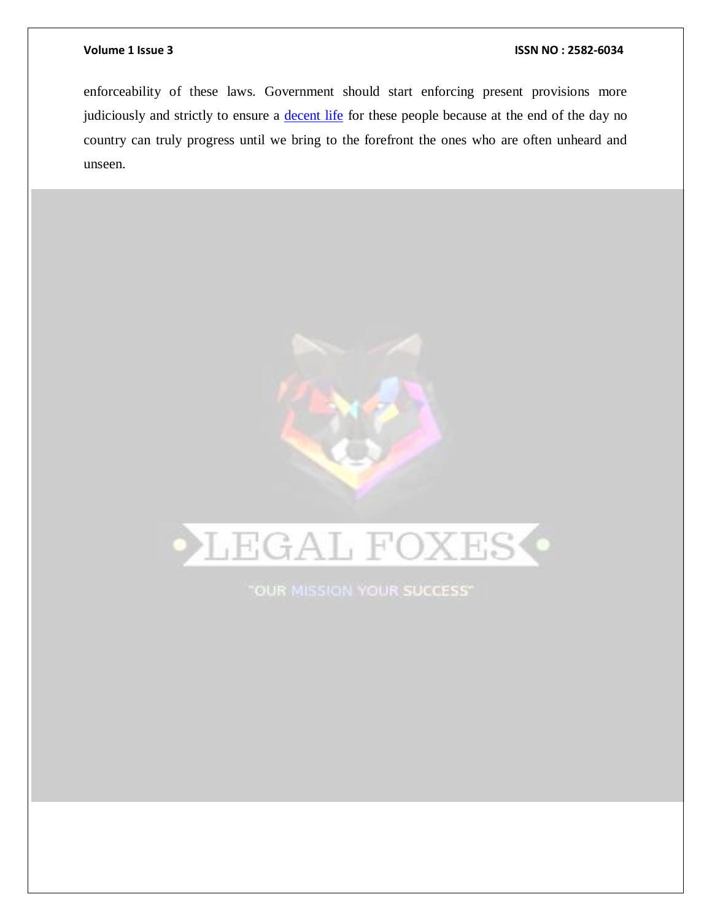enforceability of these laws. Government should start enforcing present provisions more judiciously and strictly to ensure a [decent life] for these people because at the end of the day no country can truly progress until we bring to the forefront the ones who are often unheard and unseen.